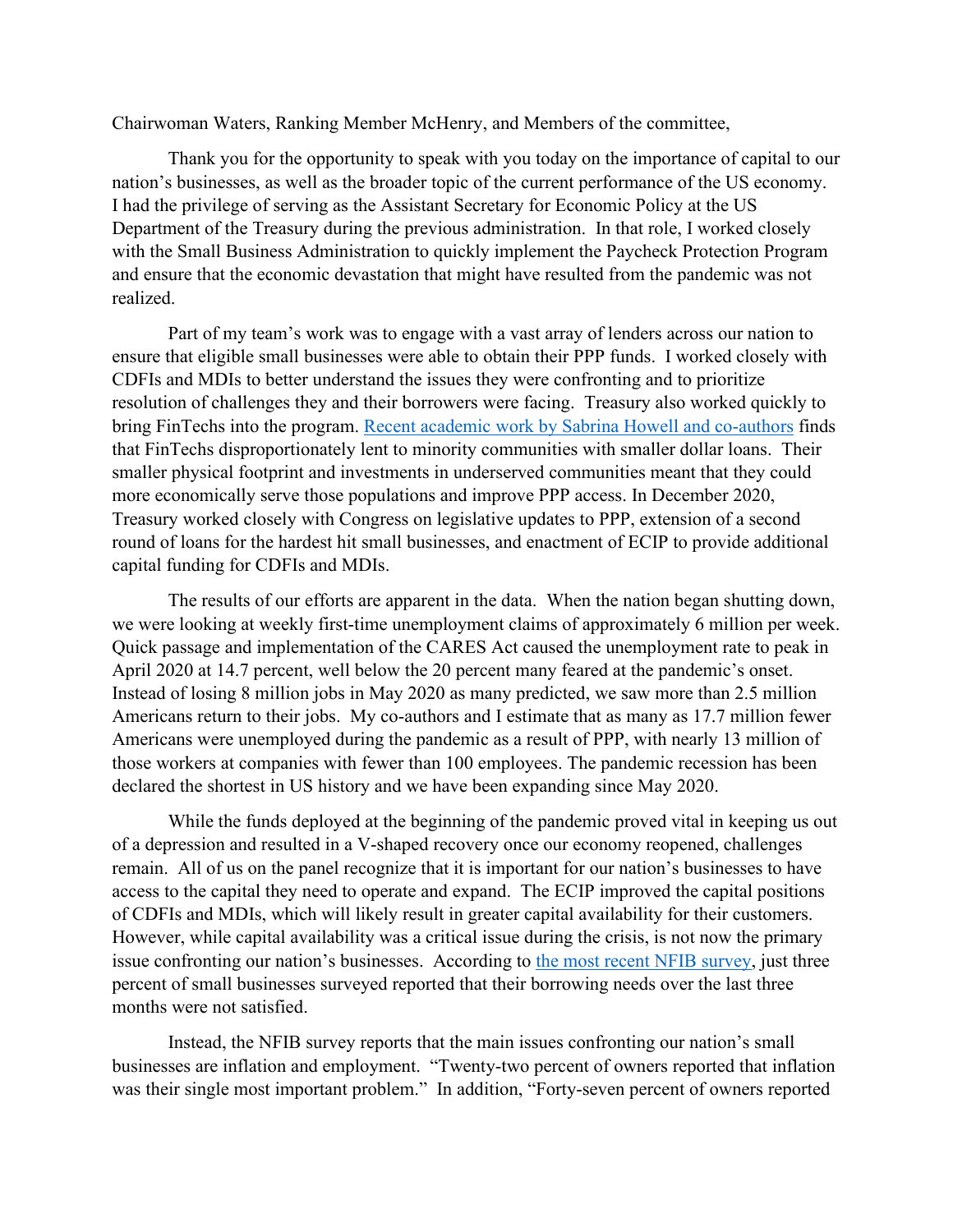Chairwoman Waters, Ranking Member McHenry, and Members of the committee,

Thank you for the opportunity to speak with you today on the importance of capital to our nation's businesses, as well as the broader topic of the current performance of the US economy. I had the privilege of serving as the Assistant Secretary for Economic Policy at the US Department of the Treasury during the previous administration. In that role, I worked closely with the Small Business Administration to quickly implement the Paycheck Protection Program and ensure that the economic devastation that might have resulted from the pandemic was not realized.

Part of my team's work was to engage with a vast array of lenders across our nation to ensure that eligible small businesses were able to obtain their PPP funds. I worked closely with CDFIs and MDIs to better understand the issues they were confronting and to prioritize resolution of challenges they and their borrowers were facing. Treasury also worked quickly to bring FinTechs into the program. Recent academic work by Sabrina Howell and co-authors finds that FinTechs disproportionately lent to minority communities with smaller dollar loans. Their smaller physical footprint and investments in underserved communities meant that they could more economically serve those populations and improve PPP access. In December 2020, Treasury worked closely with Congress on legislative updates to PPP, extension of a second round of loans for the hardest hit small businesses, and enactment of ECIP to provide additional capital funding for CDFIs and MDIs.

The results of our efforts are apparent in the data. When the nation began shutting down, we were looking at weekly first-time unemployment claims of approximately 6 million per week. Quick passage and implementation of the CARES Act caused the unemployment rate to peak in April 2020 at 14.7 percent, well below the 20 percent many feared at the pandemic's onset. Instead of losing 8 million jobs in May 2020 as many predicted, we saw more than 2.5 million Americans return to their jobs. My co-authors and I estimate that as many as 17.7 million fewer Americans were unemployed during the pandemic as a result of PPP, with nearly 13 million of those workers at companies with fewer than 100 employees. The pandemic recession has been declared the shortest in US history and we have been expanding since May 2020.

While the funds deployed at the beginning of the pandemic proved vital in keeping us out of a depression and resulted in a V-shaped recovery once our economy reopened, challenges remain. All of us on the panel recognize that it is important for our nation's businesses to have access to the capital they need to operate and expand. The ECIP improved the capital positions of CDFIs and MDIs, which will likely result in greater capital availability for their customers. However, while capital availability was a critical issue during the crisis, is not now the primary issue confronting our nation's businesses. According to the most recent NFIB survey, just three percent of small businesses surveyed reported that their borrowing needs over the last three months were not satisfied.

Instead, the NFIB survey reports that the main issues confronting our nation's small businesses are inflation and employment. "Twenty-two percent of owners reported that inflation was their single most important problem." In addition, "Forty-seven percent of owners reported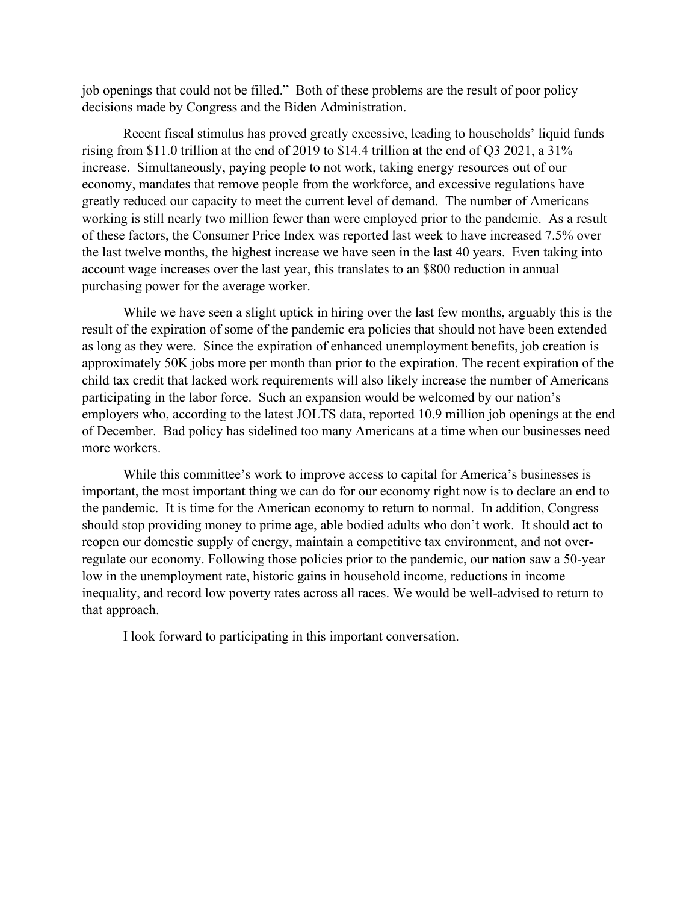job openings that could not be filled." Both of these problems are the result of poor policy decisions made by Congress and the Biden Administration.

Recent fiscal stimulus has proved greatly excessive, leading to households' liquid funds rising from $11.0 trillion at the end of 2019 to $14.4 trillion at the end of Q3 2021, a 31% increase. Simultaneously, paying people to not work, taking energy resources out of our economy, mandates that remove people from the workforce, and excessive regulations have greatly reduced our capacity to meet the current level of demand. The number of Americans working is still nearly two million fewer than were employed prior to the pandemic. As a result of these factors, the Consumer Price Index was reported last week to have increased 7.5% over the last twelve months, the highest increase we have seen in the last 40 years. Even taking into account wage increases over the last year, this translates to an $800 reduction in annual purchasing power for the average worker.

While we have seen a slight uptick in hiring over the last few months, arguably this is the result of the expiration of some of the pandemic era policies that should not have been extended as long as they were. Since the expiration of enhanced unemployment benefits, job creation is approximately 50K jobs more per month than prior to the expiration. The recent expiration of the child tax credit that lacked work requirements will also likely increase the number of Americans participating in the labor force. Such an expansion would be welcomed by our nation's employers who, according to the latest JOLTS data, reported 10.9 million job openings at the end of December. Bad policy has sidelined too many Americans at a time when our businesses need more workers.

While this committee's work to improve access to capital for America's businesses is important, the most important thing we can do for our economy right now is to declare an end to the pandemic. It is time for the American economy to return to normal. In addition, Congress should stop providing money to prime age, able bodied adults who don't work. It should act to reopen our domestic supply of energy, maintain a competitive tax environment, and not over-regulate our economy. Following those policies prior to the pandemic, our nation saw a 50-year low in the unemployment rate, historic gains in household income, reductions in income inequality, and record low poverty rates across all races. We would be well-advised to return to that approach.

I look forward to participating in this important conversation.